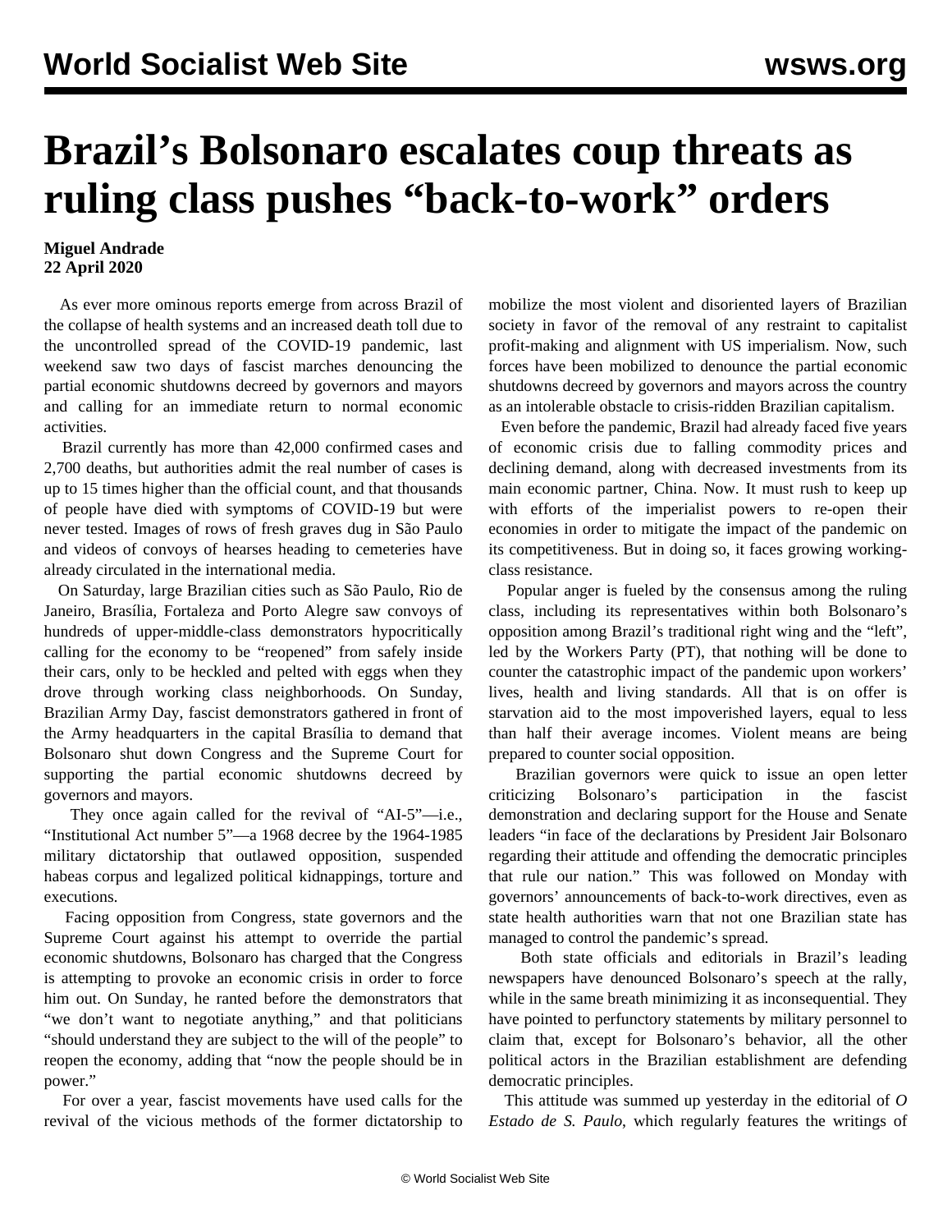# Brazil's Bolsonaro escalates coup threats as ruling class pushes "back-to-work" orders

**Miguel Andrade**
**22 April 2020**

As ever more ominous reports emerge from across Brazil of the collapse of health systems and an increased death toll due to the uncontrolled spread of the COVID-19 pandemic, last weekend saw two days of fascist marches denouncing the partial economic shutdowns decreed by governors and mayors and calling for an immediate return to normal economic activities.

Brazil currently has more than 42,000 confirmed cases and 2,700 deaths, but authorities admit the real number of cases is up to 15 times higher than the official count, and that thousands of people have died with symptoms of COVID-19 but were never tested. Images of rows of fresh graves dug in São Paulo and videos of convoys of hearses heading to cemeteries have already circulated in the international media.

On Saturday, large Brazilian cities such as São Paulo, Rio de Janeiro, Brasília, Fortaleza and Porto Alegre saw convoys of hundreds of upper-middle-class demonstrators hypocritically calling for the economy to be "reopened" from safely inside their cars, only to be heckled and pelted with eggs when they drove through working class neighborhoods. On Sunday, Brazilian Army Day, fascist demonstrators gathered in front of the Army headquarters in the capital Brasília to demand that Bolsonaro shut down Congress and the Supreme Court for supporting the partial economic shutdowns decreed by governors and mayors.

They once again called for the revival of "AI-5"—i.e., "Institutional Act number 5"—a 1968 decree by the 1964-1985 military dictatorship that outlawed opposition, suspended habeas corpus and legalized political kidnappings, torture and executions.

Facing opposition from Congress, state governors and the Supreme Court against his attempt to override the partial economic shutdowns, Bolsonaro has charged that the Congress is attempting to provoke an economic crisis in order to force him out. On Sunday, he ranted before the demonstrators that "we don't want to negotiate anything," and that politicians "should understand they are subject to the will of the people" to reopen the economy, adding that "now the people should be in power."

For over a year, fascist movements have used calls for the revival of the vicious methods of the former dictatorship to mobilize the most violent and disoriented layers of Brazilian society in favor of the removal of any restraint to capitalist profit-making and alignment with US imperialism. Now, such forces have been mobilized to denounce the partial economic shutdowns decreed by governors and mayors across the country as an intolerable obstacle to crisis-ridden Brazilian capitalism.

Even before the pandemic, Brazil had already faced five years of economic crisis due to falling commodity prices and declining demand, along with decreased investments from its main economic partner, China. Now. It must rush to keep up with efforts of the imperialist powers to re-open their economies in order to mitigate the impact of the pandemic on its competitiveness. But in doing so, it faces growing working-class resistance.

Popular anger is fueled by the consensus among the ruling class, including its representatives within both Bolsonaro's opposition among Brazil's traditional right wing and the "left", led by the Workers Party (PT), that nothing will be done to counter the catastrophic impact of the pandemic upon workers' lives, health and living standards. All that is on offer is starvation aid to the most impoverished layers, equal to less than half their average incomes. Violent means are being prepared to counter social opposition.

Brazilian governors were quick to issue an open letter criticizing Bolsonaro's participation in the fascist demonstration and declaring support for the House and Senate leaders "in face of the declarations by President Jair Bolsonaro regarding their attitude and offending the democratic principles that rule our nation." This was followed on Monday with governors' announcements of back-to-work directives, even as state health authorities warn that not one Brazilian state has managed to control the pandemic's spread.

Both state officials and editorials in Brazil's leading newspapers have denounced Bolsonaro's speech at the rally, while in the same breath minimizing it as inconsequential. They have pointed to perfunctory statements by military personnel to claim that, except for Bolsonaro's behavior, all the other political actors in the Brazilian establishment are defending democratic principles.

This attitude was summed up yesterday in the editorial of *O Estado de S. Paulo*, which regularly features the writings of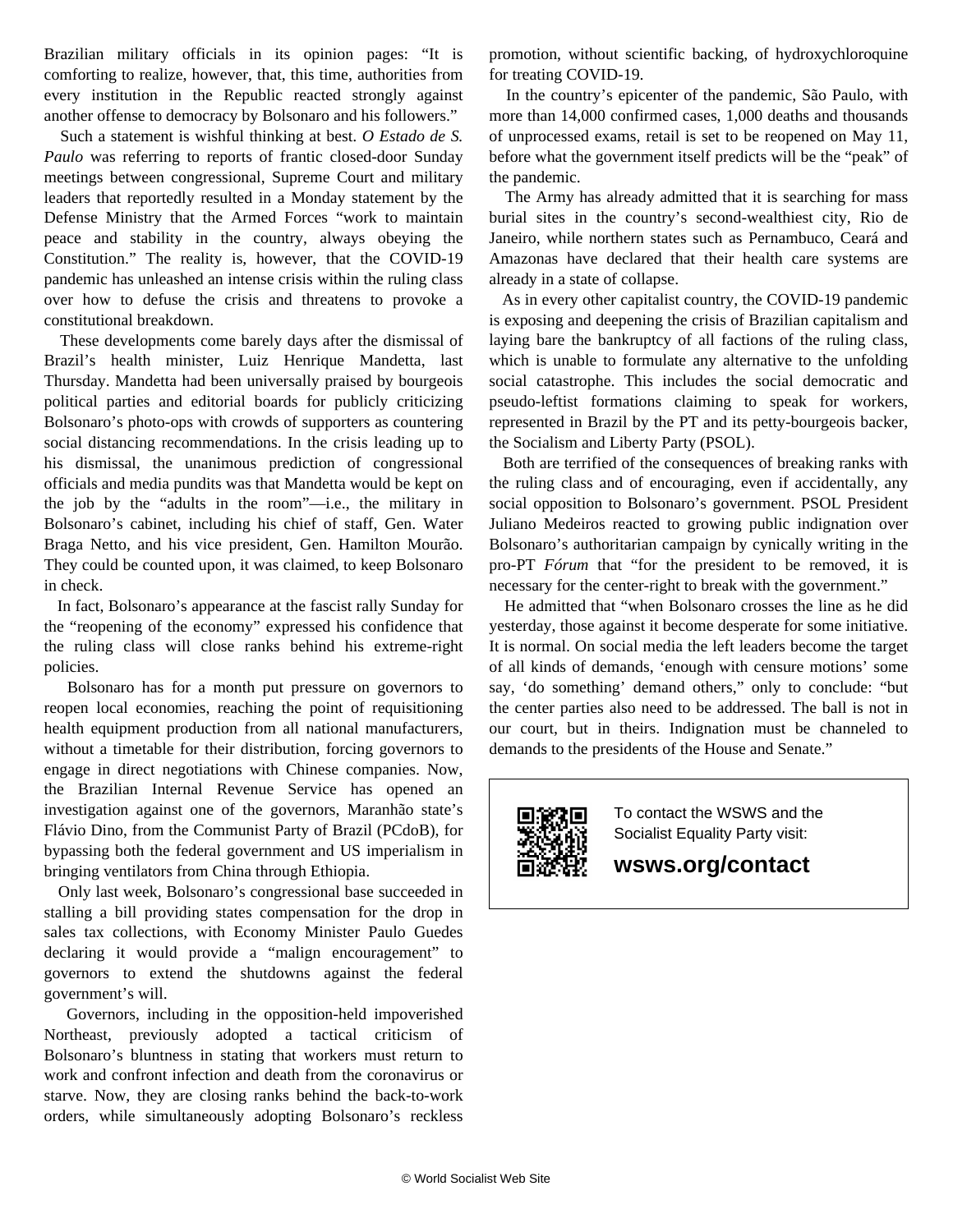Brazilian military officials in its opinion pages: "It is comforting to realize, however, that, this time, authorities from every institution in the Republic reacted strongly against another offense to democracy by Bolsonaro and his followers."

Such a statement is wishful thinking at best. *O Estado de S. Paulo* was referring to reports of frantic closed-door Sunday meetings between congressional, Supreme Court and military leaders that reportedly resulted in a Monday statement by the Defense Ministry that the Armed Forces "work to maintain peace and stability in the country, always obeying the Constitution." The reality is, however, that the COVID-19 pandemic has unleashed an intense crisis within the ruling class over how to defuse the crisis and threatens to provoke a constitutional breakdown.

These developments come barely days after the dismissal of Brazil's health minister, Luiz Henrique Mandetta, last Thursday. Mandetta had been universally praised by bourgeois political parties and editorial boards for publicly criticizing Bolsonaro's photo-ops with crowds of supporters as countering social distancing recommendations. In the crisis leading up to his dismissal, the unanimous prediction of congressional officials and media pundits was that Mandetta would be kept on the job by the "adults in the room"—i.e., the military in Bolsonaro's cabinet, including his chief of staff, Gen. Water Braga Netto, and his vice president, Gen. Hamilton Mourão. They could be counted upon, it was claimed, to keep Bolsonaro in check.

In fact, Bolsonaro's appearance at the fascist rally Sunday for the "reopening of the economy" expressed his confidence that the ruling class will close ranks behind his extreme-right policies.

Bolsonaro has for a month put pressure on governors to reopen local economies, reaching the point of requisitioning health equipment production from all national manufacturers, without a timetable for their distribution, forcing governors to engage in direct negotiations with Chinese companies. Now, the Brazilian Internal Revenue Service has opened an investigation against one of the governors, Maranhão state's Flávio Dino, from the Communist Party of Brazil (PCdoB), for bypassing both the federal government and US imperialism in bringing ventilators from China through Ethiopia.

Only last week, Bolsonaro's congressional base succeeded in stalling a bill providing states compensation for the drop in sales tax collections, with Economy Minister Paulo Guedes declaring it would provide a "malign encouragement" to governors to extend the shutdowns against the federal government's will.

Governors, including in the opposition-held impoverished Northeast, previously adopted a tactical criticism of Bolsonaro's bluntness in stating that workers must return to work and confront infection and death from the coronavirus or starve. Now, they are closing ranks behind the back-to-work orders, while simultaneously adopting Bolsonaro's reckless promotion, without scientific backing, of hydroxychloroquine for treating COVID-19.

In the country's epicenter of the pandemic, São Paulo, with more than 14,000 confirmed cases, 1,000 deaths and thousands of unprocessed exams, retail is set to be reopened on May 11, before what the government itself predicts will be the "peak" of the pandemic.

The Army has already admitted that it is searching for mass burial sites in the country's second-wealthiest city, Rio de Janeiro, while northern states such as Pernambuco, Ceará and Amazonas have declared that their health care systems are already in a state of collapse.

As in every other capitalist country, the COVID-19 pandemic is exposing and deepening the crisis of Brazilian capitalism and laying bare the bankruptcy of all factions of the ruling class, which is unable to formulate any alternative to the unfolding social catastrophe. This includes the social democratic and pseudo-leftist formations claiming to speak for workers, represented in Brazil by the PT and its petty-bourgeois backer, the Socialism and Liberty Party (PSOL).

Both are terrified of the consequences of breaking ranks with the ruling class and of encouraging, even if accidentally, any social opposition to Bolsonaro's government. PSOL President Juliano Medeiros reacted to growing public indignation over Bolsonaro's authoritarian campaign by cynically writing in the pro-PT *Fórum* that "for the president to be removed, it is necessary for the center-right to break with the government."

He admitted that "when Bolsonaro crosses the line as he did yesterday, those against it become desperate for some initiative. It is normal. On social media the left leaders become the target of all kinds of demands, 'enough with censure motions' some say, 'do something' demand others," only to conclude: "but the center parties also need to be addressed. The ball is not in our court, but in theirs. Indignation must be channeled to demands to the presidents of the House and Senate."

To contact the WSWS and the Socialist Equality Party visit:

**wsws.org/contact**